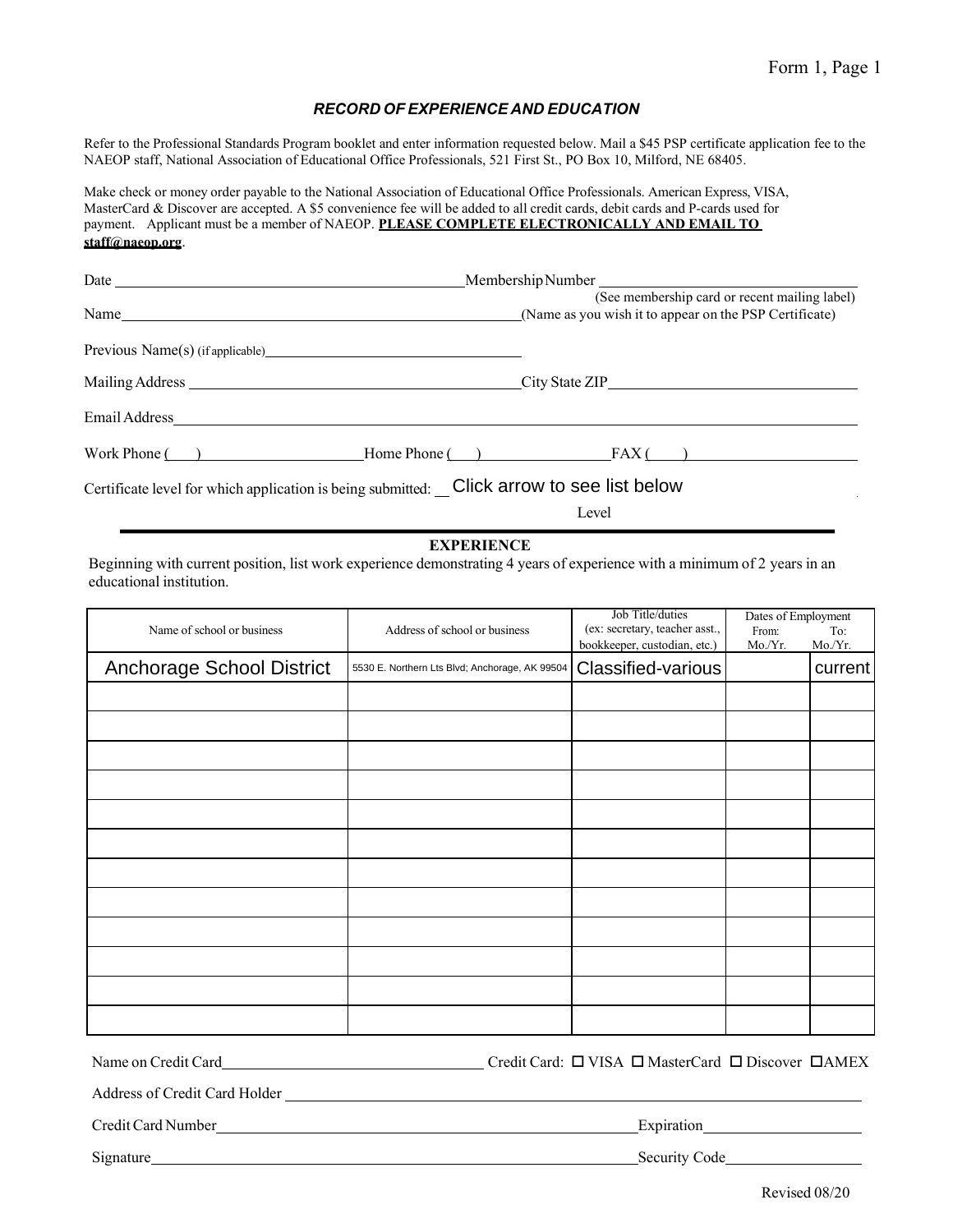Form 1, Page 1

### *RECORD OF EXPERIENCE AND EDUCATION*

Refer to the Professional Standards Program booklet and enter information requested below. Mail a $45 PSP certificate application fee to the NAEOP staff, National Association of Educational Office Professionals, 521 First St., PO Box 10, Milford, NE 68405.

Make check or money order payable to the National Association of Educational Office Professionals. American Express, VISA, MasterCard & Discover are accepted. A $5 convenience fee will be added to all credit cards, debit cards and P-cards used for payment. Applicant must be a member of NAEOP. **PLEASE COMPLETE ELECTRONICALLY AND EMAIL TO staff@naeop.org**.

Date ____________________ Membership Number ____________________
(See membership card or recent mailing label)

Name ____________________ (Name as you wish it to appear on the PSP Certificate)

Previous Name(s) (if applicable) ____________________

Mailing Address ____________________ City State ZIP ____________________

Email Address ____________________

Work Phone ( ) ____________ Home Phone ( ) ____________ FAX ( ) ____________

Certificate level for which application is being submitted: Click arrow to see list below
Level

## EXPERIENCE

Beginning with current position, list work experience demonstrating 4 years of experience with a minimum of 2 years in an educational institution.

| Name of school or business | Address of school or business | Job Title/duties (ex: secretary, teacher asst., bookkeeper, custodian, etc.) | Dates of Employment From: Mo./Yr. | To: Mo./Yr. |
|---|---|---|---|---|
| Anchorage School District | 5530 E. Northern Lts Blvd; Anchorage, AK 99504 | Classified-various | | current |
| | | | | |
| | | | | |
| | | | | |
| | | | | |
| | | | | |
| | | | | |
| | | | | |
| | | | | |
| | | | | |
| | | | | |
| | | | | |
| | | | | |

Name on Credit Card ____________________ Credit Card: ☐ VISA ☐ MasterCard ☐ Discover ☐ AMEX

Address of Credit Card Holder ____________________

Credit Card Number ____________________ Expiration ____________________

Signature ____________________ Security Code ____________________

Revised 08/20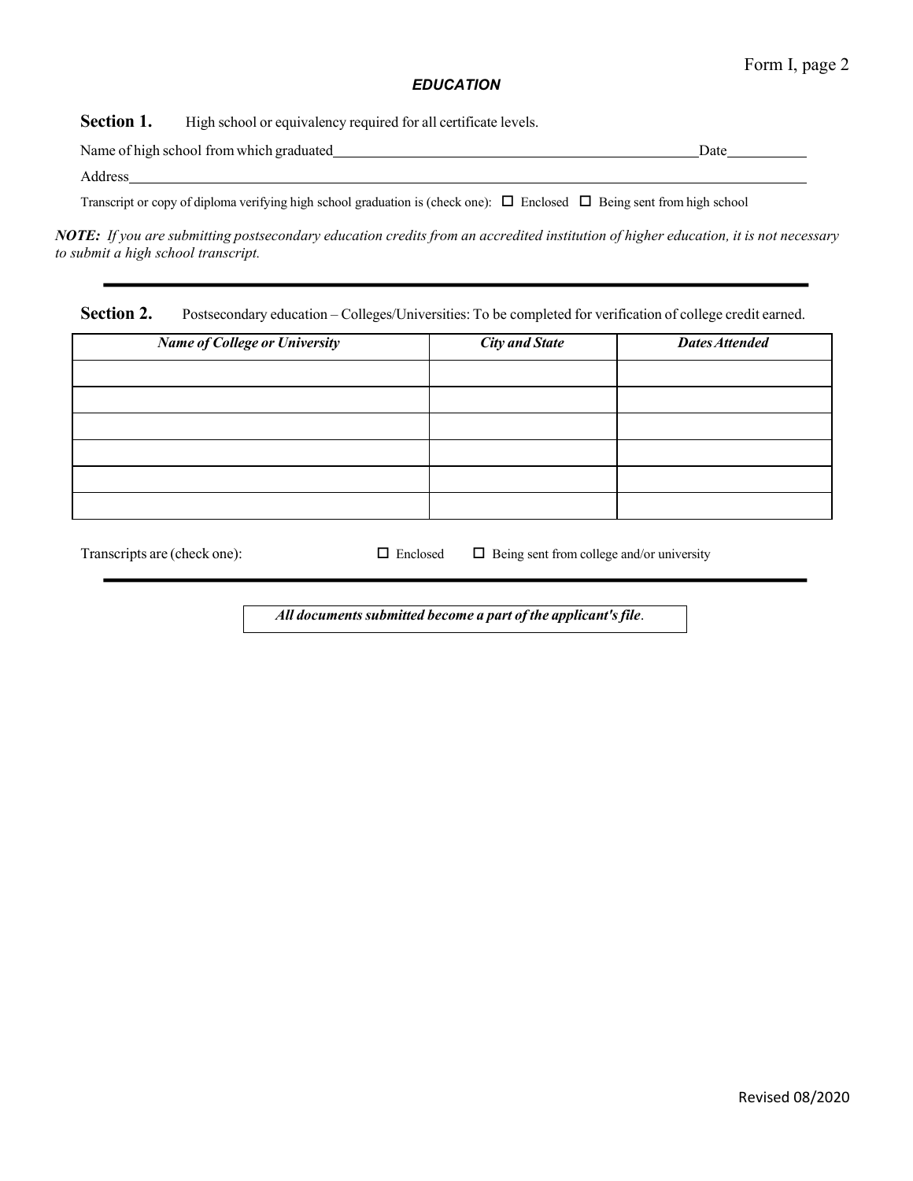## EDUCATION

**Section 1.** High school or equivalency required for all certificate levels.

Name of high school from which graduated\_\_\_\_\_\_\_\_\_\_\_\_\_\_\_\_\_\_\_\_\_\_\_\_\_\_\_\_\_\_\_\_\_\_\_\_\_\_\_\_\_\_\_\_Date\_\_\_\_\_\_\_\_\_\_

Address\_\_\_\_\_\_\_\_\_\_\_\_\_\_\_\_\_\_\_\_\_\_\_\_\_\_\_\_\_\_\_\_\_\_\_\_\_\_\_\_\_\_\_\_\_\_\_\_\_\_\_\_\_\_\_\_\_\_\_\_\_\_\_\_\_\_\_\_\_\_\_\_\_\_\_\_

Transcript or copy of diploma verifying high school graduation is (check one): ☐ Enclosed ☐ Being sent from high school

***NOTE:*** *If you are submitting postsecondary education credits from an accredited institution of higher education, it is not necessary to submit a high school transcript.*

---

**Section 2.** Postsecondary education – Colleges/Universities: To be completed for verification of college credit earned.

| ***Name of College or University*** | ***City and State*** | ***Dates Attended*** |
|---|---|---|
| | | |
| | | |
| | | |
| | | |
| | | |
| | | |

Transcripts are (check one): ☐ Enclosed ☐ Being sent from college and/or university

---

***All documents submitted become a part of the applicant's file***.

Revised 08/2020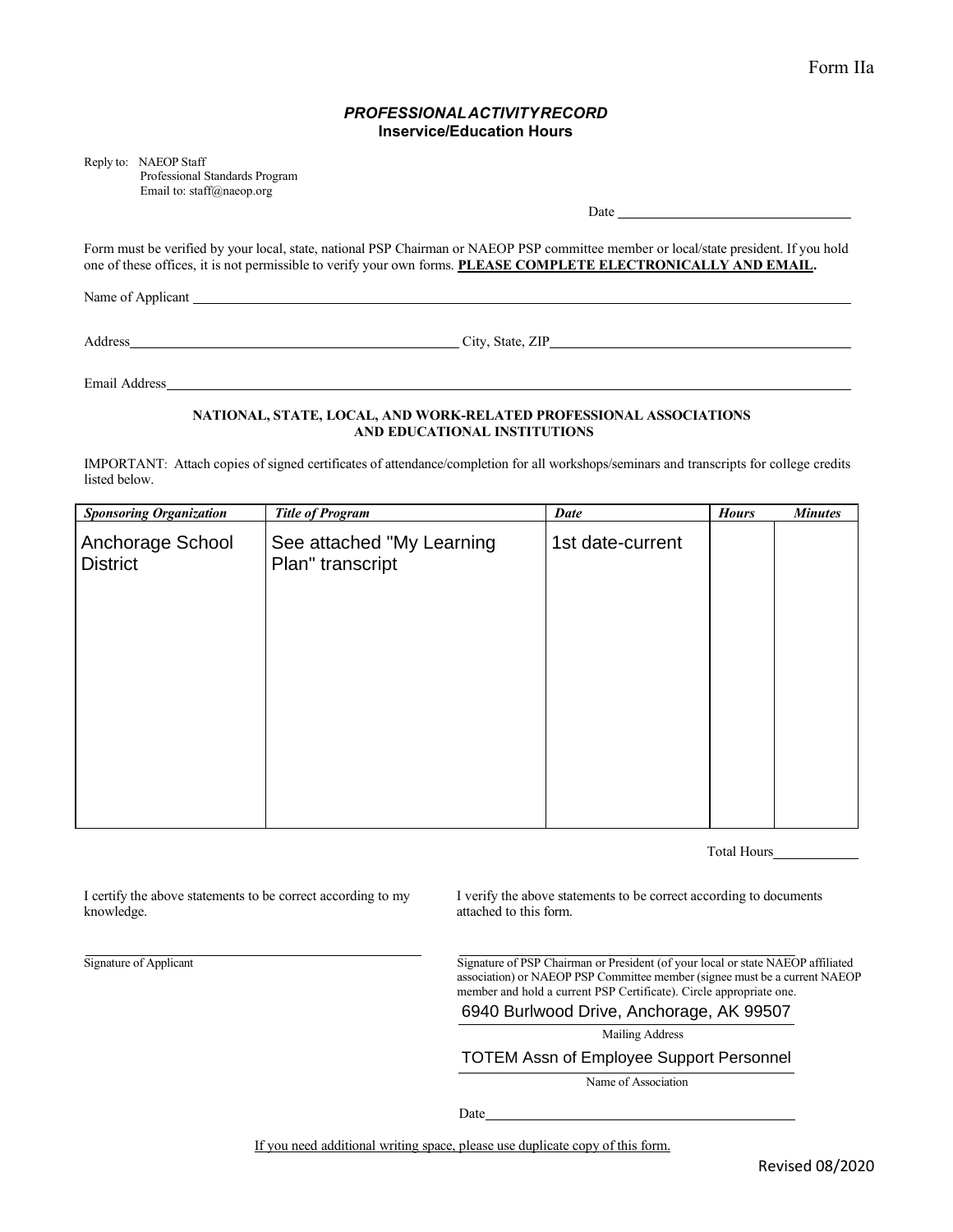Form IIa

### ***PROFESSIONAL ACTIVITY RECORD***
**Inservice/Education Hours**

Reply to: NAEOP Staff
Professional Standards Program
Email to: staff@naeop.org

Date ______________________

Form must be verified by your local, state, national PSP Chairman or NAEOP PSP committee member or local/state president. If you hold one of these offices, it is not permissible to verify your own forms. **PLEASE COMPLETE ELECTRONICALLY AND EMAIL.**

Name of Applicant ______________________

Address ______________________ City, State, ZIP ______________________

Email Address ______________________

**NATIONAL, STATE, LOCAL, AND WORK-RELATED PROFESSIONAL ASSOCIATIONS AND EDUCATIONAL INSTITUTIONS**

IMPORTANT: Attach copies of signed certificates of attendance/completion for all workshops/seminars and transcripts for college credits listed below.

| *Sponsoring Organization* | *Title of Program* | *Date* | *Hours* | *Minutes* |
|---|---|---|---|---|
| Anchorage School District | See attached "My Learning Plan" transcript | 1st date-current | | |

Total Hours ____________

I certify the above statements to be correct according to my knowledge.

______________________
Signature of Applicant

I verify the above statements to be correct according to documents attached to this form.

______________________
Signature of PSP Chairman or President (of your local or state NAEOP affiliated association) or NAEOP PSP Committee member (signee must be a current NAEOP member and hold a current PSP Certificate). Circle appropriate one.

6940 Burlwood Drive, Anchorage, AK 99507
Mailing Address

TOTEM Assn of Employee Support Personnel
Name of Association

Date ______________________

If you need additional writing space, please use duplicate copy of this form.

Revised 08/2020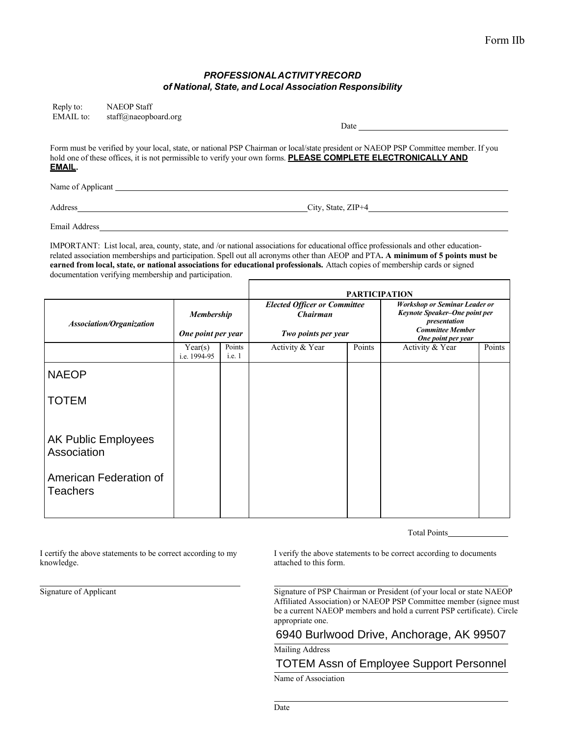Form IIb

# *PROFESSIONAL ACTIVITY RECORD*
## *of National, State, and Local Association Responsibility*

Reply to: NAEOP Staff
EMAIL to: staff@naeopboard.org

Date ______________________

Form must be verified by your local, state, or national PSP Chairman or local/state president or NAEOP PSP Committee member. If you hold one of these offices, it is not permissible to verify your own forms. **PLEASE COMPLETE ELECTRONICALLY AND EMAIL.**

Name of Applicant ______________________

Address ______________________ City, State, ZIP+4 ______________________

Email Address ______________________

IMPORTANT: List local, area, county, state, and /or national associations for educational office professionals and other education-related association memberships and participation. Spell out all acronyms other than AEOP and PTA**. A minimum of 5 points must be earned from local, state, or national associations for educational professionals.** Attach copies of membership cards or signed documentation verifying membership and participation.

| | | | **PARTICIPATION** | | | |
|---|---|---|---|---|---|---|
| ***Association/Organization*** | ***Membership*** ***One point per year*** | | ***Elected Officer or Committee Chairman*** ***Two points per year*** | | ***Workshop or Seminar Leader or Keynote Speaker–One point per presentation*** ***Committee Member One point per year*** | |
| | Year(s) i.e. 1994-95 | Points i.e. 1 | Activity & Year | Points | Activity & Year | Points |
| NAEOP | | | | | | |
| TOTEM | | | | | | |
| AK Public Employees Association | | | | | | |
| American Federation of Teachers | | | | | | |

Total Points ______________

I certify the above statements to be correct according to my knowledge.

______________________
Signature of Applicant

I verify the above statements to be correct according to documents attached to this form.

______________________
Signature of PSP Chairman or President (of your local or state NAEOP Affiliated Association) or NAEOP PSP Committee member (signee must be a current NAEOP members and hold a current PSP certificate). Circle appropriate one.

6940 Burlwood Drive, Anchorage, AK 99507
Mailing Address

TOTEM Assn of Employee Support Personnel
Name of Association

______________________
Date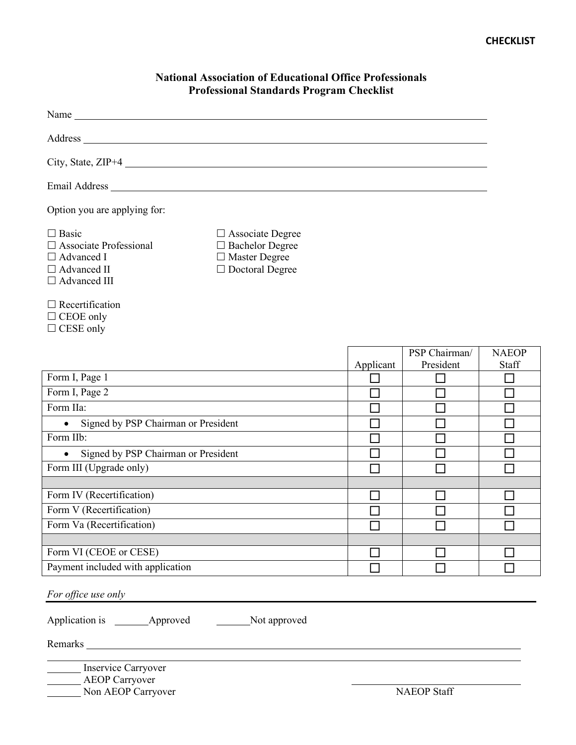**CHECKLIST**

## National Association of Educational Office Professionals
## Professional Standards Program Checklist

Name ______________________________________________________________________

Address ____________________________________________________________________

City, State, ZIP+4 ____________________________________________________________

Email Address _______________________________________________________________

Option you are applying for:

☐ Basic
☐ Associate Professional
☐ Advanced I
☐ Advanced II
☐ Advanced III

☐ Associate Degree
☐ Bachelor Degree
☐ Master Degree
☐ Doctoral Degree

☐ Recertification
☐ CEOE only
☐ CESE only

| | Applicant | PSP Chairman/ President | NAEOP Staff |
|---|---|---|---|
| Form I, Page 1 | ☐ | ☐ | ☐ |
| Form I, Page 2 | ☐ | ☐ | ☐ |
| Form IIa: | ☐ | ☐ | ☐ |
| • Signed by PSP Chairman or President | ☐ | ☐ | ☐ |
| Form IIb: | ☐ | ☐ | ☐ |
| • Signed by PSP Chairman or President | ☐ | ☐ | ☐ |
| Form III (Upgrade only) | ☐ | ☐ | ☐ |
| | | | |
| Form IV (Recertification) | ☐ | ☐ | ☐ |
| Form V (Recertification) | ☐ | ☐ | ☐ |
| Form Va (Recertification) | ☐ | ☐ | ☐ |
| | | | |
| Form VI (CEOE or CESE) | ☐ | ☐ | ☐ |
| Payment included with application | ☐ | ☐ | ☐ |

*For office use only*

---

Application is ______Approved ______Not approved

Remarks ____________________________________________________________________

_________________________________________________________________________

______ Inservice Carryover
______ AEOP Carryover
______ Non AEOP Carryover

______________________________
NAEOP Staff